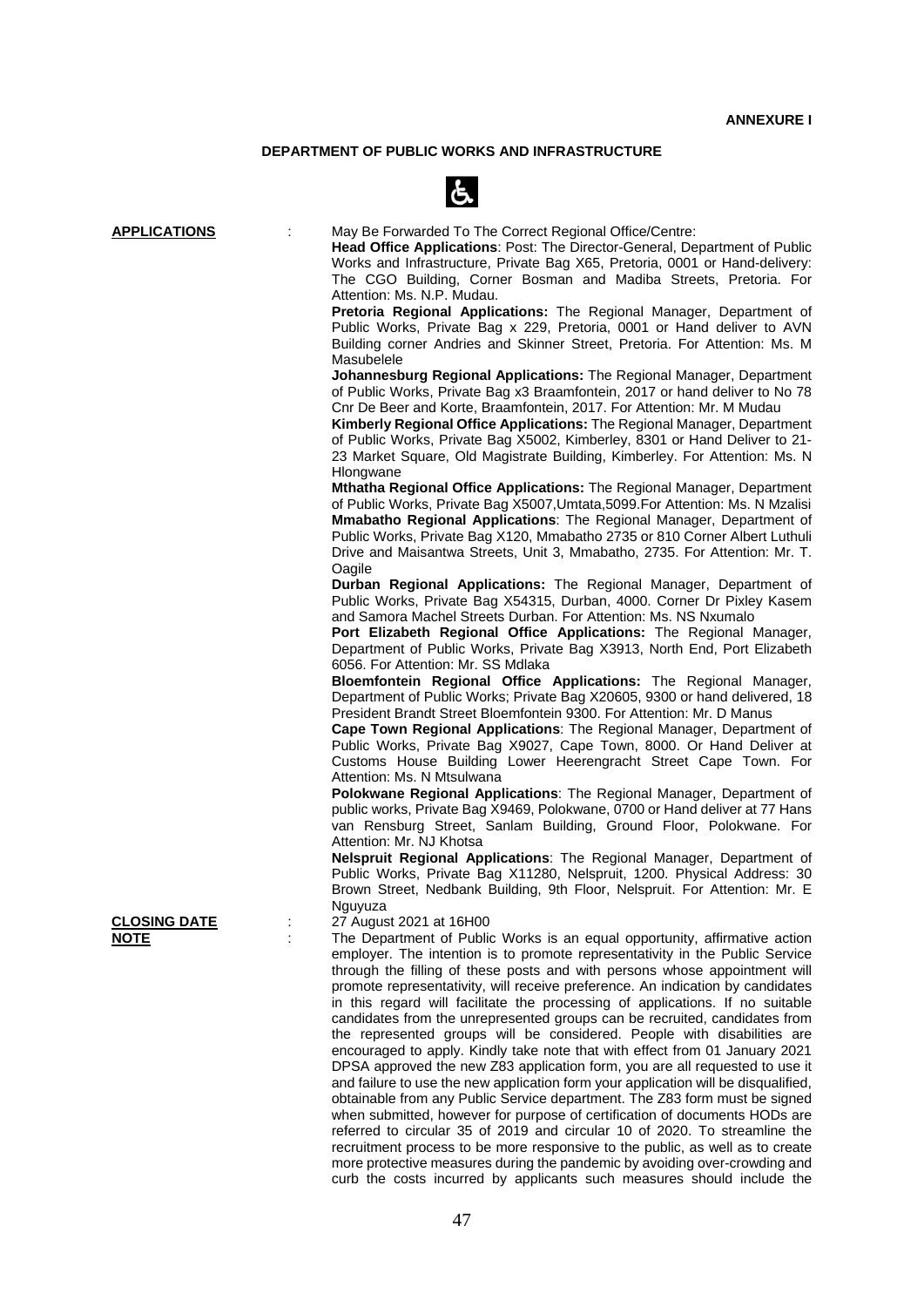**ANNEXURE I**

## DEPARTMENT OF PUBLIC WORKS AND INFRASTRUCTURE

**APPLICATIONS** : May Be Forwarded To The Correct Regional Office/Centre:

**Head Office Applications**: Post: The Director-General, Department of Public Works and Infrastructure, Private Bag X65, Pretoria, 0001 or Hand-delivery: The CGO Building, Corner Bosman and Madiba Streets, Pretoria. For Attention: Ms. N.P. Mudau.

**Pretoria Regional Applications:** The Regional Manager, Department of Public Works, Private Bag x 229, Pretoria, 0001 or Hand deliver to AVN Building corner Andries and Skinner Street, Pretoria. For Attention: Ms. M Masubelele

**Johannesburg Regional Applications:** The Regional Manager, Department of Public Works, Private Bag x3 Braamfontein, 2017 or hand deliver to No 78 Cnr De Beer and Korte, Braamfontein, 2017. For Attention: Mr. M Mudau

**Kimberly Regional Office Applications:** The Regional Manager, Department of Public Works, Private Bag X5002, Kimberley, 8301 or Hand Deliver to 21-23 Market Square, Old Magistrate Building, Kimberley. For Attention: Ms. N Hlongwane

**Mthatha Regional Office Applications:** The Regional Manager, Department of Public Works, Private Bag X5007,Umtata,5099.For Attention: Ms. N Mzalisi

**Mmabatho Regional Applications**: The Regional Manager, Department of Public Works, Private Bag X120, Mmabatho 2735 or 810 Corner Albert Luthuli Drive and Maisantwa Streets, Unit 3, Mmabatho, 2735. For Attention: Mr. T. Oagile

**Durban Regional Applications:** The Regional Manager, Department of Public Works, Private Bag X54315, Durban, 4000. Corner Dr Pixley Kasem and Samora Machel Streets Durban. For Attention: Ms. NS Nxumalo

**Port Elizabeth Regional Office Applications:** The Regional Manager, Department of Public Works, Private Bag X3913, North End, Port Elizabeth 6056. For Attention: Mr. SS Mdlaka

**Bloemfontein Regional Office Applications:** The Regional Manager, Department of Public Works; Private Bag X20605, 9300 or hand delivered, 18 President Brandt Street Bloemfontein 9300. For Attention: Mr. D Manus

**Cape Town Regional Applications**: The Regional Manager, Department of Public Works, Private Bag X9027, Cape Town, 8000. Or Hand Deliver at Customs House Building Lower Heerengracht Street Cape Town. For Attention: Ms. N Mtsulwana

**Polokwane Regional Applications**: The Regional Manager, Department of public works, Private Bag X9469, Polokwane, 0700 or Hand deliver at 77 Hans van Rensburg Street, Sanlam Building, Ground Floor, Polokwane. For Attention: Mr. NJ Khotsa

**Nelspruit Regional Applications**: The Regional Manager, Department of Public Works, Private Bag X11280, Nelspruit, 1200. Physical Address: 30 Brown Street, Nedbank Building, 9th Floor, Nelspruit. For Attention: Mr. E Nguyuza

**CLOSING DATE** : 27 August 2021 at 16H00

**NOTE** : The Department of Public Works is an equal opportunity, affirmative action employer. The intention is to promote representativity in the Public Service through the filling of these posts and with persons whose appointment will promote representativity, will receive preference. An indication by candidates in this regard will facilitate the processing of applications. If no suitable candidates from the unrepresented groups can be recruited, candidates from the represented groups will be considered. People with disabilities are encouraged to apply. Kindly take note that with effect from 01 January 2021 DPSA approved the new Z83 application form, you are all requested to use it and failure to use the new application form your application will be disqualified, obtainable from any Public Service department. The Z83 form must be signed when submitted, however for purpose of certification of documents HODs are referred to circular 35 of 2019 and circular 10 of 2020. To streamline the recruitment process to be more responsive to the public, as well as to create more protective measures during the pandemic by avoiding over-crowding and curb the costs incurred by applicants such measures should include the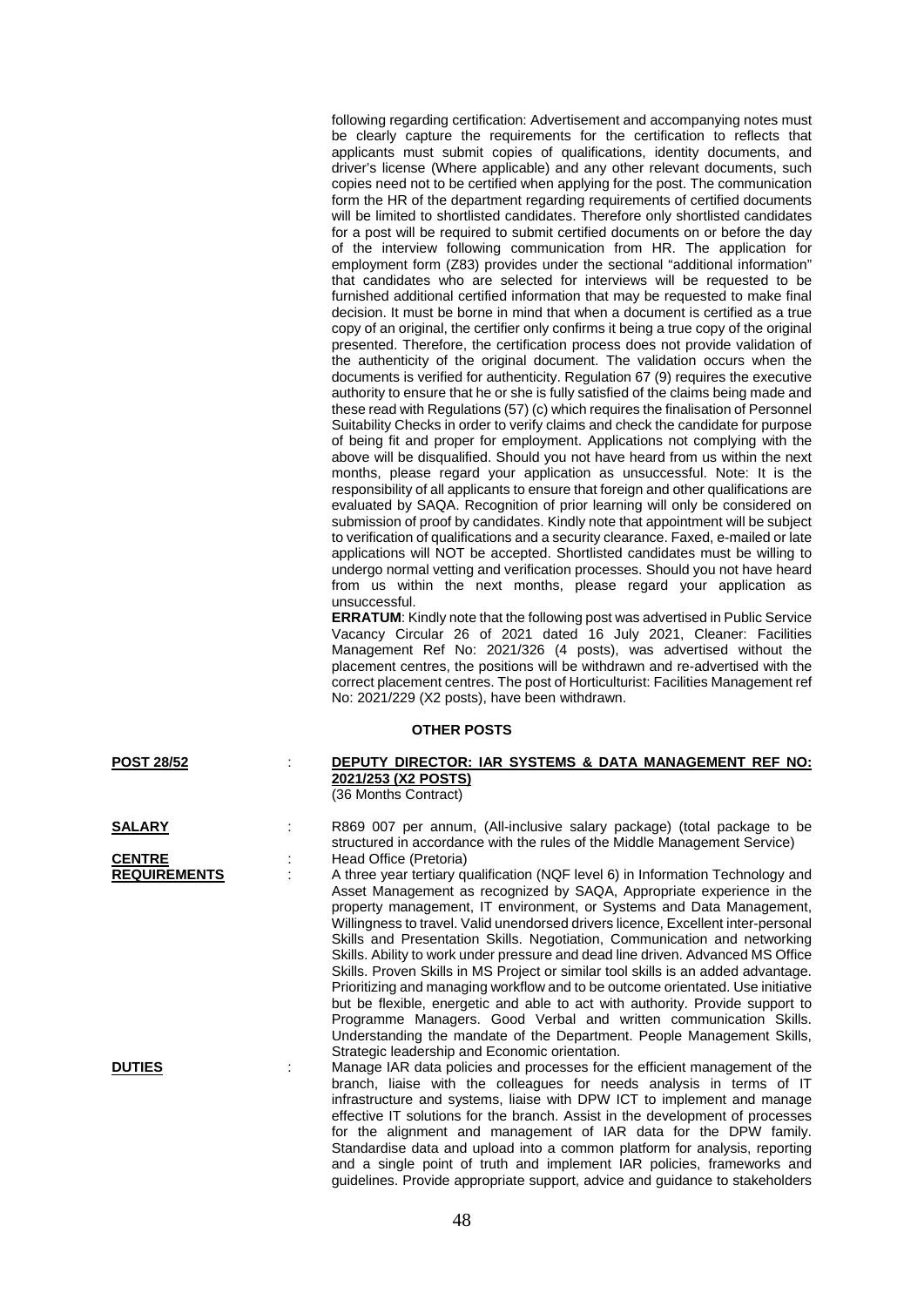following regarding certification: Advertisement and accompanying notes must be clearly capture the requirements for the certification to reflects that applicants must submit copies of qualifications, identity documents, and driver's license (Where applicable) and any other relevant documents, such copies need not to be certified when applying for the post. The communication form the HR of the department regarding requirements of certified documents will be limited to shortlisted candidates. Therefore only shortlisted candidates for a post will be required to submit certified documents on or before the day of the interview following communication from HR. The application for employment form (Z83) provides under the sectional "additional information" that candidates who are selected for interviews will be requested to be furnished additional certified information that may be requested to make final decision. It must be borne in mind that when a document is certified as a true copy of an original, the certifier only confirms it being a true copy of the original presented. Therefore, the certification process does not provide validation of the authenticity of the original document. The validation occurs when the documents is verified for authenticity. Regulation 67 (9) requires the executive authority to ensure that he or she is fully satisfied of the claims being made and these read with Regulations (57) (c) which requires the finalisation of Personnel Suitability Checks in order to verify claims and check the candidate for purpose of being fit and proper for employment. Applications not complying with the above will be disqualified. Should you not have heard from us within the next months, please regard your application as unsuccessful. Note: It is the responsibility of all applicants to ensure that foreign and other qualifications are evaluated by SAQA. Recognition of prior learning will only be considered on submission of proof by candidates. Kindly note that appointment will be subject to verification of qualifications and a security clearance. Faxed, e-mailed or late applications will NOT be accepted. Shortlisted candidates must be willing to undergo normal vetting and verification processes. Should you not have heard from us within the next months, please regard your application as unsuccessful.

**ERRATUM**: Kindly note that the following post was advertised in Public Service Vacancy Circular 26 of 2021 dated 16 July 2021, Cleaner: Facilities Management Ref No: 2021/326 (4 posts), was advertised without the placement centres, the positions will be withdrawn and re-advertised with the correct placement centres. The post of Horticulturist: Facilities Management ref No: 2021/229 (X2 posts), have been withdrawn.

## OTHER POSTS

**POST 28/52** : **DEPUTY DIRECTOR: IAR SYSTEMS & DATA MANAGEMENT REF NO: 2021/253 (X2 POSTS)**
(36 Months Contract)

**SALARY** : R869 007 per annum, (All-inclusive salary package) (total package to be structured in accordance with the rules of the Middle Management Service)

**CENTRE** : Head Office (Pretoria)

**REQUIREMENTS** : A three year tertiary qualification (NQF level 6) in Information Technology and Asset Management as recognized by SAQA, Appropriate experience in the property management, IT environment, or Systems and Data Management, Willingness to travel. Valid unendorsed drivers licence, Excellent inter-personal Skills and Presentation Skills. Negotiation, Communication and networking Skills. Ability to work under pressure and dead line driven. Advanced MS Office Skills. Proven Skills in MS Project or similar tool skills is an added advantage. Prioritizing and managing workflow and to be outcome orientated. Use initiative but be flexible, energetic and able to act with authority. Provide support to Programme Managers. Good Verbal and written communication Skills. Understanding the mandate of the Department. People Management Skills, Strategic leadership and Economic orientation.

**DUTIES** : Manage IAR data policies and processes for the efficient management of the branch, liaise with the colleagues for needs analysis in terms of IT infrastructure and systems, liaise with DPW ICT to implement and manage effective IT solutions for the branch. Assist in the development of processes for the alignment and management of IAR data for the DPW family. Standardise data and upload into a common platform for analysis, reporting and a single point of truth and implement IAR policies, frameworks and guidelines. Provide appropriate support, advice and guidance to stakeholders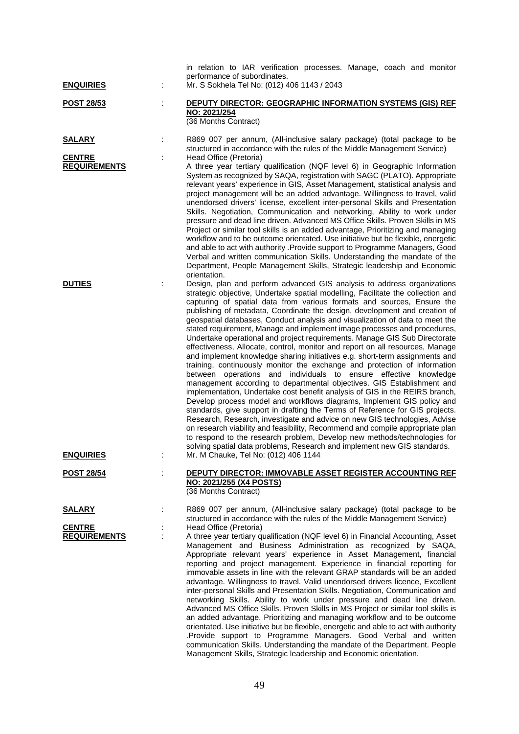in relation to IAR verification processes. Manage, coach and monitor performance of subordinates.

**ENQUIRIES** : Mr. S Sokhela Tel No: (012) 406 1143 / 2043

**POST 28/53** : **DEPUTY DIRECTOR: GEOGRAPHIC INFORMATION SYSTEMS (GIS) REF NO: 2021/254**
(36 Months Contract)

**SALARY** : R869 007 per annum, (All-inclusive salary package) (total package to be structured in accordance with the rules of the Middle Management Service)

**CENTRE** : Head Office (Pretoria)

**REQUIREMENTS** : A three year tertiary qualification (NQF level 6) in Geographic Information System as recognized by SAQA, registration with SAGC (PLATO). Appropriate relevant years' experience in GIS, Asset Management, statistical analysis and project management will be an added advantage. Willingness to travel, valid unendorsed drivers' license, excellent inter-personal Skills and Presentation Skills. Negotiation, Communication and networking, Ability to work under pressure and dead line driven. Advanced MS Office Skills. Proven Skills in MS Project or similar tool skills is an added advantage, Prioritizing and managing workflow and to be outcome orientated. Use initiative but be flexible, energetic and able to act with authority .Provide support to Programme Managers, Good Verbal and written communication Skills. Understanding the mandate of the Department, People Management Skills, Strategic leadership and Economic orientation.

**DUTIES** : Design, plan and perform advanced GIS analysis to address organizations strategic objective, Undertake spatial modelling, Facilitate the collection and capturing of spatial data from various formats and sources, Ensure the publishing of metadata, Coordinate the design, development and creation of geospatial databases, Conduct analysis and visualization of data to meet the stated requirement, Manage and implement image processes and procedures, Undertake operational and project requirements. Manage GIS Sub Directorate effectiveness, Allocate, control, monitor and report on all resources, Manage and implement knowledge sharing initiatives e.g. short-term assignments and training, continuously monitor the exchange and protection of information between operations and individuals to ensure effective knowledge management according to departmental objectives. GIS Establishment and implementation, Undertake cost benefit analysis of GIS in the REIRS branch, Develop process model and workflows diagrams, Implement GIS policy and standards, give support in drafting the Terms of Reference for GIS projects. Research, Research, investigate and advice on new GIS technologies, Advise on research viability and feasibility, Recommend and compile appropriate plan to respond to the research problem, Develop new methods/technologies for solving spatial data problems, Research and implement new GIS standards.

**ENQUIRIES** : Mr. M Chauke, Tel No: (012) 406 1144

**POST 28/54** : **DEPUTY DIRECTOR: IMMOVABLE ASSET REGISTER ACCOUNTING REF NO: 2021/255 (X4 POSTS)**
(36 Months Contract)

**SALARY** : R869 007 per annum, (All-inclusive salary package) (total package to be structured in accordance with the rules of the Middle Management Service)

**CENTRE** : Head Office (Pretoria)

**REQUIREMENTS** : A three year tertiary qualification (NQF level 6) in Financial Accounting, Asset Management and Business Administration as recognized by SAQA, Appropriate relevant years' experience in Asset Management, financial reporting and project management. Experience in financial reporting for immovable assets in line with the relevant GRAP standards will be an added advantage. Willingness to travel. Valid unendorsed drivers licence, Excellent inter-personal Skills and Presentation Skills. Negotiation, Communication and networking Skills. Ability to work under pressure and dead line driven. Advanced MS Office Skills. Proven Skills in MS Project or similar tool skills is an added advantage. Prioritizing and managing workflow and to be outcome orientated. Use initiative but be flexible, energetic and able to act with authority .Provide support to Programme Managers. Good Verbal and written communication Skills. Understanding the mandate of the Department. People Management Skills, Strategic leadership and Economic orientation.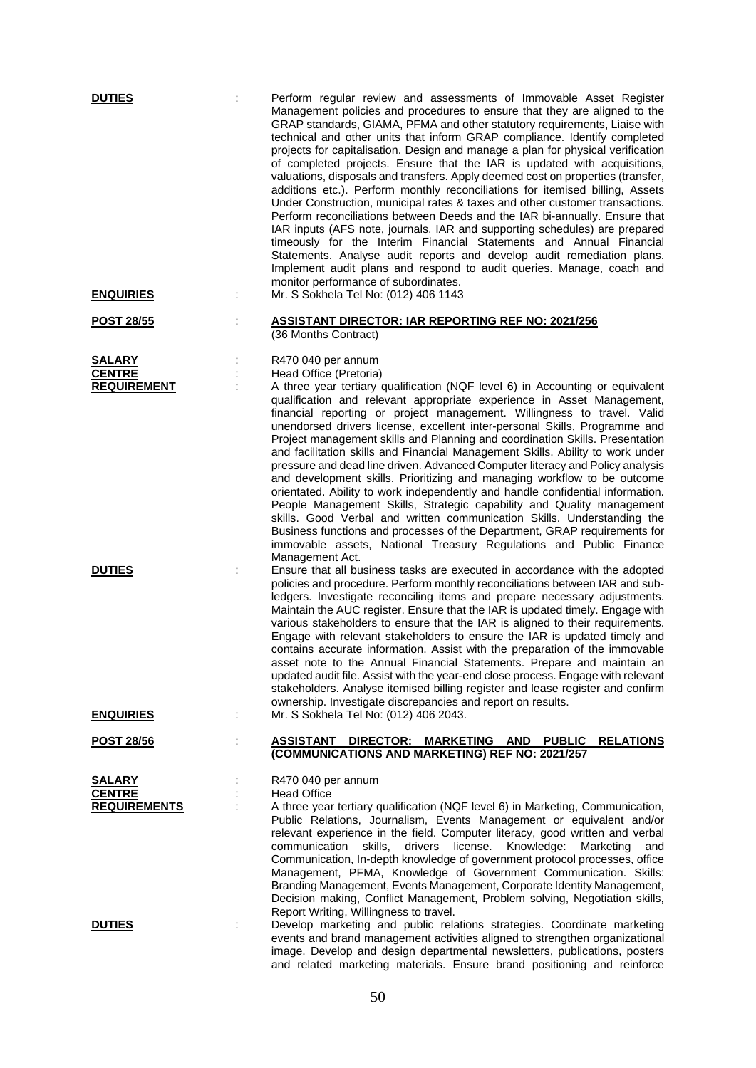**DUTIES** : Perform regular review and assessments of Immovable Asset Register Management policies and procedures to ensure that they are aligned to the GRAP standards, GIAMA, PFMA and other statutory requirements, Liaise with technical and other units that inform GRAP compliance. Identify completed projects for capitalisation. Design and manage a plan for physical verification of completed projects. Ensure that the IAR is updated with acquisitions, valuations, disposals and transfers. Apply deemed cost on properties (transfer, additions etc.). Perform monthly reconciliations for itemised billing, Assets Under Construction, municipal rates & taxes and other customer transactions. Perform reconciliations between Deeds and the IAR bi-annually. Ensure that IAR inputs (AFS note, journals, IAR and supporting schedules) are prepared timeously for the Interim Financial Statements and Annual Financial Statements. Analyse audit reports and develop audit remediation plans. Implement audit plans and respond to audit queries. Manage, coach and monitor performance of subordinates.

**ENQUIRIES** : Mr. S Sokhela Tel No: (012) 406 1143

**POST 28/55** : **ASSISTANT DIRECTOR: IAR REPORTING REF NO: 2021/256**
(36 Months Contract)

**SALARY** : R470 040 per annum

**CENTRE** : Head Office (Pretoria)

**REQUIREMENT** : A three year tertiary qualification (NQF level 6) in Accounting or equivalent qualification and relevant appropriate experience in Asset Management, financial reporting or project management. Willingness to travel. Valid unendorsed drivers license, excellent inter-personal Skills, Programme and Project management skills and Planning and coordination Skills. Presentation and facilitation skills and Financial Management Skills. Ability to work under pressure and dead line driven. Advanced Computer literacy and Policy analysis and development skills. Prioritizing and managing workflow to be outcome orientated. Ability to work independently and handle confidential information. People Management Skills, Strategic capability and Quality management skills. Good Verbal and written communication Skills. Understanding the Business functions and processes of the Department, GRAP requirements for immovable assets, National Treasury Regulations and Public Finance Management Act.

**DUTIES** : Ensure that all business tasks are executed in accordance with the adopted policies and procedure. Perform monthly reconciliations between IAR and sub-ledgers. Investigate reconciling items and prepare necessary adjustments. Maintain the AUC register. Ensure that the IAR is updated timely. Engage with various stakeholders to ensure that the IAR is aligned to their requirements. Engage with relevant stakeholders to ensure the IAR is updated timely and contains accurate information. Assist with the preparation of the immovable asset note to the Annual Financial Statements. Prepare and maintain an updated audit file. Assist with the year-end close process. Engage with relevant stakeholders. Analyse itemised billing register and lease register and confirm ownership. Investigate discrepancies and report on results.

**ENQUIRIES** : Mr. S Sokhela Tel No: (012) 406 2043.

**POST 28/56** : **ASSISTANT DIRECTOR: MARKETING AND PUBLIC RELATIONS (COMMUNICATIONS AND MARKETING) REF NO: 2021/257**

**SALARY** : R470 040 per annum

**CENTRE** : Head Office

**REQUIREMENTS** : A three year tertiary qualification (NQF level 6) in Marketing, Communication, Public Relations, Journalism, Events Management or equivalent and/or relevant experience in the field. Computer literacy, good written and verbal communication skills, drivers license. Knowledge: Marketing and Communication, In-depth knowledge of government protocol processes, office Management, PFMA, Knowledge of Government Communication. Skills: Branding Management, Events Management, Corporate Identity Management, Decision making, Conflict Management, Problem solving, Negotiation skills, Report Writing, Willingness to travel.

**DUTIES** : Develop marketing and public relations strategies. Coordinate marketing events and brand management activities aligned to strengthen organizational image. Develop and design departmental newsletters, publications, posters and related marketing materials. Ensure brand positioning and reinforce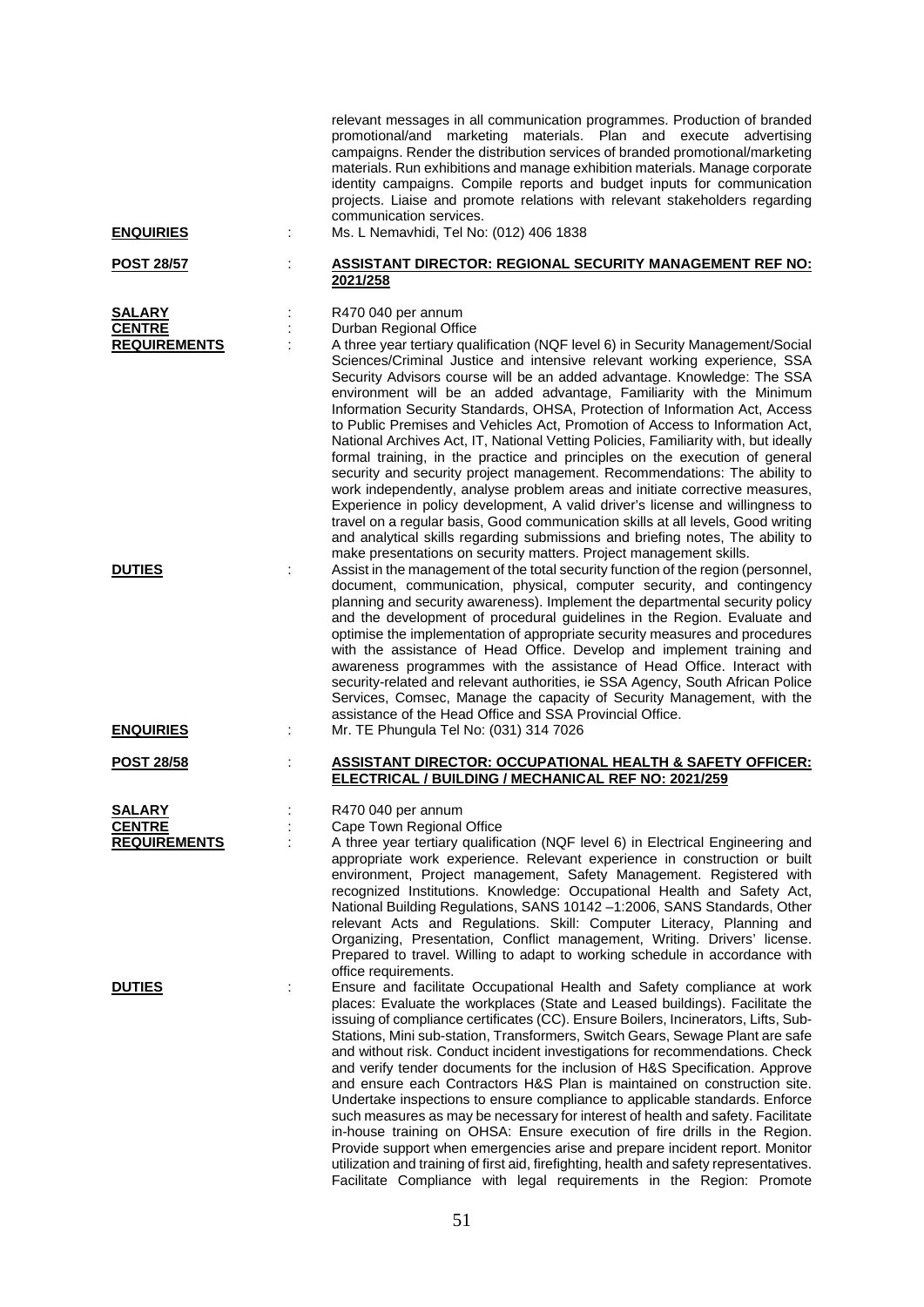relevant messages in all communication programmes. Production of branded promotional/and marketing materials. Plan and execute advertising campaigns. Render the distribution services of branded promotional/marketing materials. Run exhibitions and manage exhibition materials. Manage corporate identity campaigns. Compile reports and budget inputs for communication projects. Liaise and promote relations with relevant stakeholders regarding communication services.

**ENQUIRIES** : Ms. L Nemavhidi, Tel No: (012) 406 1838

**POST 28/57** : **ASSISTANT DIRECTOR: REGIONAL SECURITY MANAGEMENT REF NO: 2021/258**

**SALARY** : R470 040 per annum

**CENTRE** : Durban Regional Office

**REQUIREMENTS** : A three year tertiary qualification (NQF level 6) in Security Management/Social Sciences/Criminal Justice and intensive relevant working experience, SSA Security Advisors course will be an added advantage. Knowledge: The SSA environment will be an added advantage, Familiarity with the Minimum Information Security Standards, OHSA, Protection of Information Act, Access to Public Premises and Vehicles Act, Promotion of Access to Information Act, National Archives Act, IT, National Vetting Policies, Familiarity with, but ideally formal training, in the practice and principles on the execution of general security and security project management. Recommendations: The ability to work independently, analyse problem areas and initiate corrective measures, Experience in policy development, A valid driver's license and willingness to travel on a regular basis, Good communication skills at all levels, Good writing and analytical skills regarding submissions and briefing notes, The ability to make presentations on security matters. Project management skills.

**DUTIES** : Assist in the management of the total security function of the region (personnel, document, communication, physical, computer security, and contingency planning and security awareness). Implement the departmental security policy and the development of procedural guidelines in the Region. Evaluate and optimise the implementation of appropriate security measures and procedures with the assistance of Head Office. Develop and implement training and awareness programmes with the assistance of Head Office. Interact with security-related and relevant authorities, ie SSA Agency, South African Police Services, Comsec, Manage the capacity of Security Management, with the assistance of the Head Office and SSA Provincial Office.

**ENQUIRIES** : Mr. TE Phungula Tel No: (031) 314 7026

**POST 28/58** : **ASSISTANT DIRECTOR: OCCUPATIONAL HEALTH & SAFETY OFFICER: ELECTRICAL / BUILDING / MECHANICAL REF NO: 2021/259**

**SALARY** : R470 040 per annum

**CENTRE** : Cape Town Regional Office

**REQUIREMENTS** : A three year tertiary qualification (NQF level 6) in Electrical Engineering and appropriate work experience. Relevant experience in construction or built environment, Project management, Safety Management. Registered with recognized Institutions. Knowledge: Occupational Health and Safety Act, National Building Regulations, SANS 10142 –1:2006, SANS Standards, Other relevant Acts and Regulations. Skill: Computer Literacy, Planning and Organizing, Presentation, Conflict management, Writing. Drivers' license. Prepared to travel. Willing to adapt to working schedule in accordance with office requirements.

**DUTIES** : Ensure and facilitate Occupational Health and Safety compliance at work places: Evaluate the workplaces (State and Leased buildings). Facilitate the issuing of compliance certificates (CC). Ensure Boilers, Incinerators, Lifts, Sub-Stations, Mini sub-station, Transformers, Switch Gears, Sewage Plant are safe and without risk. Conduct incident investigations for recommendations. Check and verify tender documents for the inclusion of H&S Specification. Approve and ensure each Contractors H&S Plan is maintained on construction site. Undertake inspections to ensure compliance to applicable standards. Enforce such measures as may be necessary for interest of health and safety. Facilitate in-house training on OHSA: Ensure execution of fire drills in the Region. Provide support when emergencies arise and prepare incident report. Monitor utilization and training of first aid, firefighting, health and safety representatives. Facilitate Compliance with legal requirements in the Region: Promote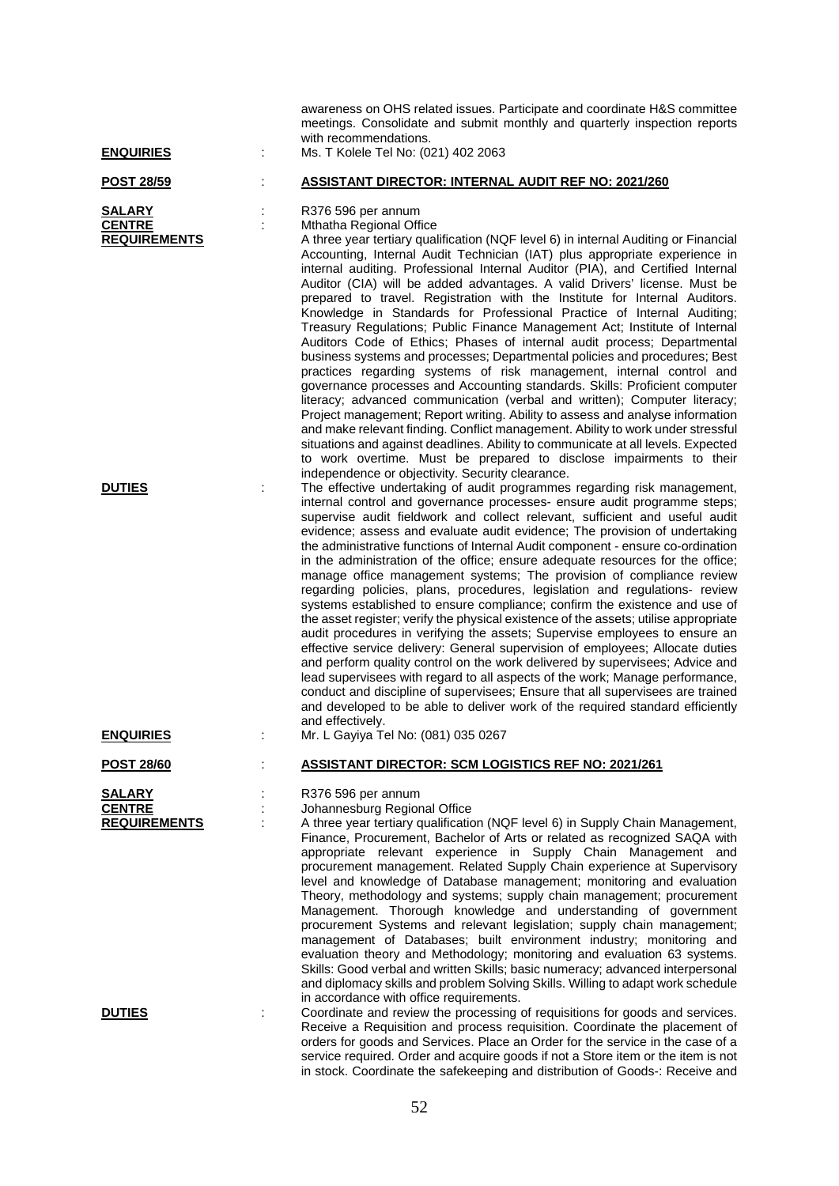awareness on OHS related issues. Participate and coordinate H&S committee meetings. Consolidate and submit monthly and quarterly inspection reports with recommendations.

**ENQUIRIES** : Ms. T Kolele Tel No: (021) 402 2063

**POST 28/59** : **ASSISTANT DIRECTOR: INTERNAL AUDIT REF NO: 2021/260**

**SALARY** : R376 596 per annum

**CENTRE** : Mthatha Regional Office

**REQUIREMENTS** A three year tertiary qualification (NQF level 6) in internal Auditing or Financial Accounting, Internal Audit Technician (IAT) plus appropriate experience in internal auditing. Professional Internal Auditor (PIA), and Certified Internal Auditor (CIA) will be added advantages. A valid Drivers' license. Must be prepared to travel. Registration with the Institute for Internal Auditors. Knowledge in Standards for Professional Practice of Internal Auditing; Treasury Regulations; Public Finance Management Act; Institute of Internal Auditors Code of Ethics; Phases of internal audit process; Departmental business systems and processes; Departmental policies and procedures; Best practices regarding systems of risk management, internal control and governance processes and Accounting standards. Skills: Proficient computer literacy; advanced communication (verbal and written); Computer literacy; Project management; Report writing. Ability to assess and analyse information and make relevant finding. Conflict management. Ability to work under stressful situations and against deadlines. Ability to communicate at all levels. Expected to work overtime. Must be prepared to disclose impairments to their independence or objectivity. Security clearance.

**DUTIES** : The effective undertaking of audit programmes regarding risk management, internal control and governance processes- ensure audit programme steps; supervise audit fieldwork and collect relevant, sufficient and useful audit evidence; assess and evaluate audit evidence; The provision of undertaking the administrative functions of Internal Audit component - ensure co-ordination in the administration of the office; ensure adequate resources for the office; manage office management systems; The provision of compliance review regarding policies, plans, procedures, legislation and regulations- review systems established to ensure compliance; confirm the existence and use of the asset register; verify the physical existence of the assets; utilise appropriate audit procedures in verifying the assets; Supervise employees to ensure an effective service delivery: General supervision of employees; Allocate duties and perform quality control on the work delivered by supervisees; Advice and lead supervisees with regard to all aspects of the work; Manage performance, conduct and discipline of supervisees; Ensure that all supervisees are trained and developed to be able to deliver work of the required standard efficiently and effectively.

**ENQUIRIES** : Mr. L Gayiya Tel No: (081) 035 0267

**POST 28/60** : **ASSISTANT DIRECTOR: SCM LOGISTICS REF NO: 2021/261**

**SALARY** : R376 596 per annum

**CENTRE** : Johannesburg Regional Office

**REQUIREMENTS** : A three year tertiary qualification (NQF level 6) in Supply Chain Management, Finance, Procurement, Bachelor of Arts or related as recognized SAQA with appropriate relevant experience in Supply Chain Management and procurement management. Related Supply Chain experience at Supervisory level and knowledge of Database management; monitoring and evaluation Theory, methodology and systems; supply chain management; procurement Management. Thorough knowledge and understanding of government procurement Systems and relevant legislation; supply chain management; management of Databases; built environment industry; monitoring and evaluation theory and Methodology; monitoring and evaluation 63 systems. Skills: Good verbal and written Skills; basic numeracy; advanced interpersonal and diplomacy skills and problem Solving Skills. Willing to adapt work schedule in accordance with office requirements.

**DUTIES** : Coordinate and review the processing of requisitions for goods and services. Receive a Requisition and process requisition. Coordinate the placement of orders for goods and Services. Place an Order for the service in the case of a service required. Order and acquire goods if not a Store item or the item is not in stock. Coordinate the safekeeping and distribution of Goods-: Receive and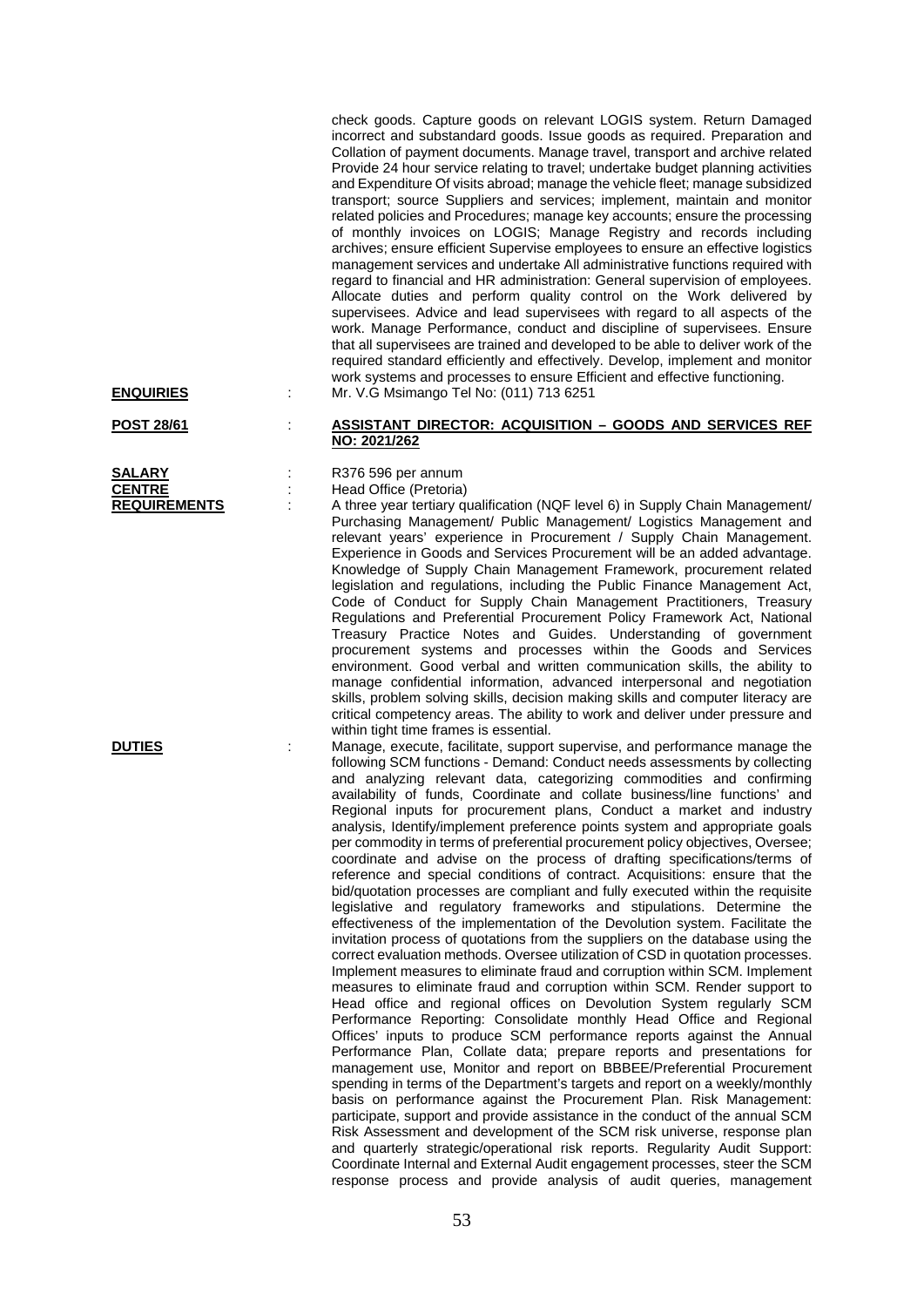check goods. Capture goods on relevant LOGIS system. Return Damaged incorrect and substandard goods. Issue goods as required. Preparation and Collation of payment documents. Manage travel, transport and archive related Provide 24 hour service relating to travel; undertake budget planning activities and Expenditure Of visits abroad; manage the vehicle fleet; manage subsidized transport; source Suppliers and services; implement, maintain and monitor related policies and Procedures; manage key accounts; ensure the processing of monthly invoices on LOGIS; Manage Registry and records including archives; ensure efficient Supervise employees to ensure an effective logistics management services and undertake All administrative functions required with regard to financial and HR administration: General supervision of employees. Allocate duties and perform quality control on the Work delivered by supervisees. Advice and lead supervisees with regard to all aspects of the work. Manage Performance, conduct and discipline of supervisees. Ensure that all supervisees are trained and developed to be able to deliver work of the required standard efficiently and effectively. Develop, implement and monitor work systems and processes to ensure Efficient and effective functioning.

**ENQUIRIES** : Mr. V.G Msimango Tel No: (011) 713 6251

**POST 28/61** : **ASSISTANT DIRECTOR: ACQUISITION – GOODS AND SERVICES REF NO: 2021/262**

**SALARY** : R376 596 per annum

**CENTRE** : Head Office (Pretoria)

**REQUIREMENTS** : A three year tertiary qualification (NQF level 6) in Supply Chain Management/ Purchasing Management/ Public Management/ Logistics Management and relevant years' experience in Procurement / Supply Chain Management. Experience in Goods and Services Procurement will be an added advantage. Knowledge of Supply Chain Management Framework, procurement related legislation and regulations, including the Public Finance Management Act, Code of Conduct for Supply Chain Management Practitioners, Treasury Regulations and Preferential Procurement Policy Framework Act, National Treasury Practice Notes and Guides. Understanding of government procurement systems and processes within the Goods and Services environment. Good verbal and written communication skills, the ability to manage confidential information, advanced interpersonal and negotiation skills, problem solving skills, decision making skills and computer literacy are critical competency areas. The ability to work and deliver under pressure and within tight time frames is essential.

**DUTIES** : Manage, execute, facilitate, support supervise, and performance manage the following SCM functions - Demand: Conduct needs assessments by collecting and analyzing relevant data, categorizing commodities and confirming availability of funds, Coordinate and collate business/line functions' and Regional inputs for procurement plans, Conduct a market and industry analysis, Identify/implement preference points system and appropriate goals per commodity in terms of preferential procurement policy objectives, Oversee; coordinate and advise on the process of drafting specifications/terms of reference and special conditions of contract. Acquisitions: ensure that the bid/quotation processes are compliant and fully executed within the requisite legislative and regulatory frameworks and stipulations. Determine the effectiveness of the implementation of the Devolution system. Facilitate the invitation process of quotations from the suppliers on the database using the correct evaluation methods. Oversee utilization of CSD in quotation processes. Implement measures to eliminate fraud and corruption within SCM. Implement measures to eliminate fraud and corruption within SCM. Render support to Head office and regional offices on Devolution System regularly SCM Performance Reporting: Consolidate monthly Head Office and Regional Offices' inputs to produce SCM performance reports against the Annual Performance Plan, Collate data; prepare reports and presentations for management use, Monitor and report on BBBEE/Preferential Procurement spending in terms of the Department's targets and report on a weekly/monthly basis on performance against the Procurement Plan. Risk Management: participate, support and provide assistance in the conduct of the annual SCM Risk Assessment and development of the SCM risk universe, response plan and quarterly strategic/operational risk reports. Regularity Audit Support: Coordinate Internal and External Audit engagement processes, steer the SCM response process and provide analysis of audit queries, management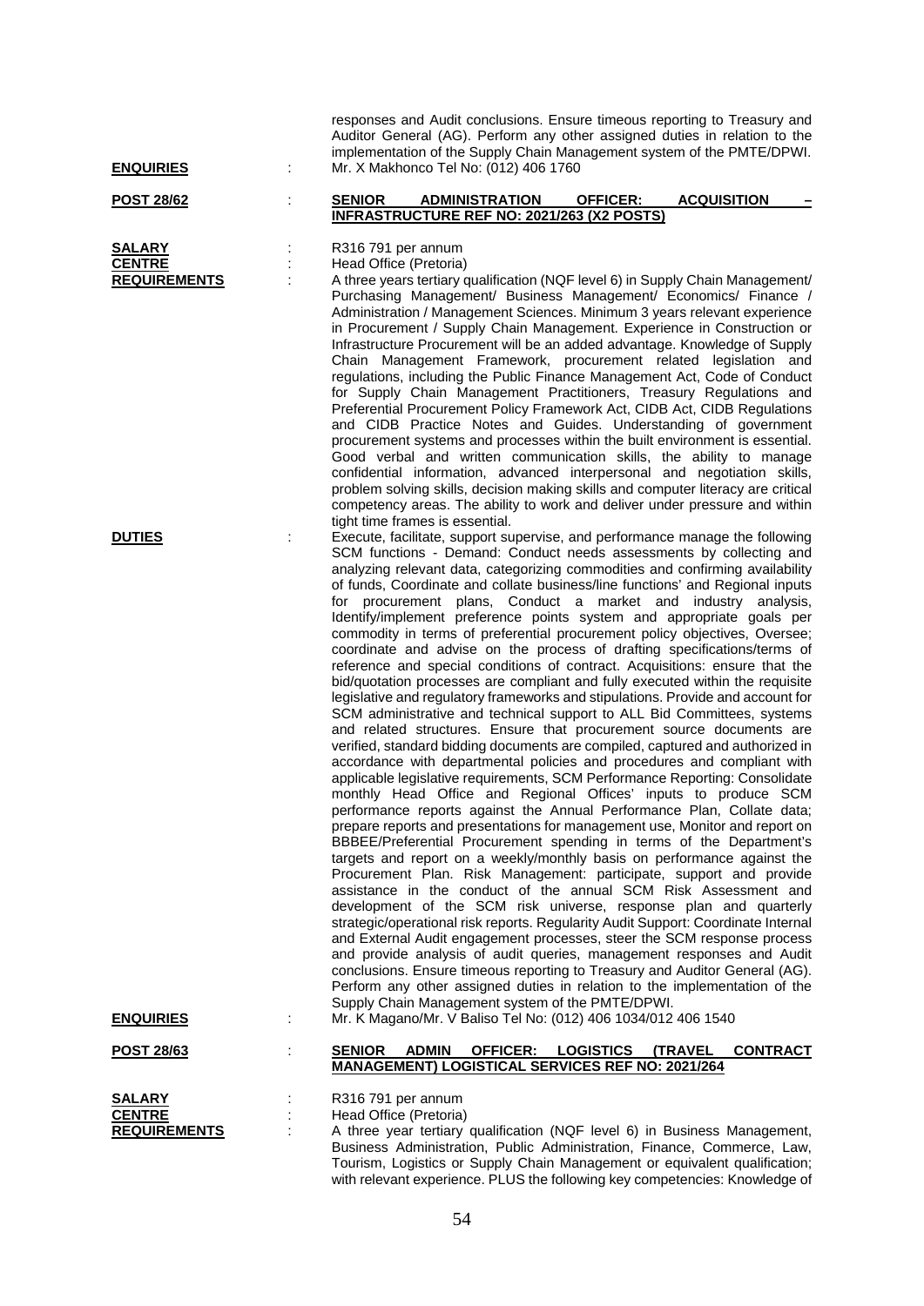responses and Audit conclusions. Ensure timeous reporting to Treasury and Auditor General (AG). Perform any other assigned duties in relation to the implementation of the Supply Chain Management system of the PMTE/DPWI.

**ENQUIRIES** : Mr. X Makhonco Tel No: (012) 406 1760

**POST 28/62** : **SENIOR ADMINISTRATION OFFICER: ACQUISITION – INFRASTRUCTURE REF NO: 2021/263 (X2 POSTS)**

**SALARY** : R316 791 per annum

**CENTRE** : Head Office (Pretoria)

**REQUIREMENTS** : A three years tertiary qualification (NQF level 6) in Supply Chain Management/ Purchasing Management/ Business Management/ Economics/ Finance / Administration / Management Sciences. Minimum 3 years relevant experience in Procurement / Supply Chain Management. Experience in Construction or Infrastructure Procurement will be an added advantage. Knowledge of Supply Chain Management Framework, procurement related legislation and regulations, including the Public Finance Management Act, Code of Conduct for Supply Chain Management Practitioners, Treasury Regulations and Preferential Procurement Policy Framework Act, CIDB Act, CIDB Regulations and CIDB Practice Notes and Guides. Understanding of government procurement systems and processes within the built environment is essential. Good verbal and written communication skills, the ability to manage confidential information, advanced interpersonal and negotiation skills, problem solving skills, decision making skills and computer literacy are critical competency areas. The ability to work and deliver under pressure and within tight time frames is essential.

**DUTIES** : Execute, facilitate, support supervise, and performance manage the following SCM functions - Demand: Conduct needs assessments by collecting and analyzing relevant data, categorizing commodities and confirming availability of funds, Coordinate and collate business/line functions' and Regional inputs for procurement plans, Conduct a market and industry analysis, Identify/implement preference points system and appropriate goals per commodity in terms of preferential procurement policy objectives, Oversee; coordinate and advise on the process of drafting specifications/terms of reference and special conditions of contract. Acquisitions: ensure that the bid/quotation processes are compliant and fully executed within the requisite legislative and regulatory frameworks and stipulations. Provide and account for SCM administrative and technical support to ALL Bid Committees, systems and related structures. Ensure that procurement source documents are verified, standard bidding documents are compiled, captured and authorized in accordance with departmental policies and procedures and compliant with applicable legislative requirements, SCM Performance Reporting: Consolidate monthly Head Office and Regional Offices' inputs to produce SCM performance reports against the Annual Performance Plan, Collate data; prepare reports and presentations for management use, Monitor and report on BBBEE/Preferential Procurement spending in terms of the Department's targets and report on a weekly/monthly basis on performance against the Procurement Plan. Risk Management: participate, support and provide assistance in the conduct of the annual SCM Risk Assessment and development of the SCM risk universe, response plan and quarterly strategic/operational risk reports. Regularity Audit Support: Coordinate Internal and External Audit engagement processes, steer the SCM response process and provide analysis of audit queries, management responses and Audit conclusions. Ensure timeous reporting to Treasury and Auditor General (AG). Perform any other assigned duties in relation to the implementation of the Supply Chain Management system of the PMTE/DPWI.

**ENQUIRIES** : Mr. K Magano/Mr. V Baliso Tel No: (012) 406 1034/012 406 1540

**POST 28/63** : **SENIOR ADMIN OFFICER: LOGISTICS (TRAVEL CONTRACT MANAGEMENT) LOGISTICAL SERVICES REF NO: 2021/264**

**SALARY** : R316 791 per annum

**CENTRE** : Head Office (Pretoria)

**REQUIREMENTS** : A three year tertiary qualification (NQF level 6) in Business Management, Business Administration, Public Administration, Finance, Commerce, Law, Tourism, Logistics or Supply Chain Management or equivalent qualification; with relevant experience. PLUS the following key competencies: Knowledge of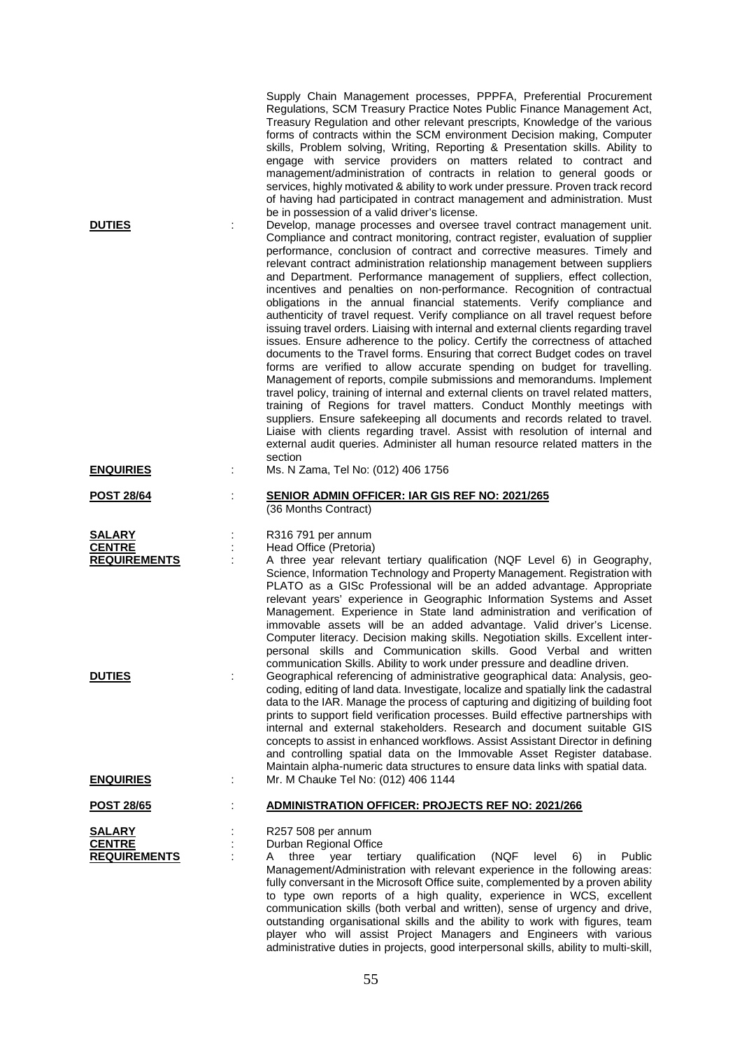Supply Chain Management processes, PPPFA, Preferential Procurement Regulations, SCM Treasury Practice Notes Public Finance Management Act, Treasury Regulation and other relevant prescripts, Knowledge of the various forms of contracts within the SCM environment Decision making, Computer skills, Problem solving, Writing, Reporting & Presentation skills. Ability to engage with service providers on matters related to contract and management/administration of contracts in relation to general goods or services, highly motivated & ability to work under pressure. Proven track record of having had participated in contract management and administration. Must be in possession of a valid driver's license.

**DUTIES** : Develop, manage processes and oversee travel contract management unit. Compliance and contract monitoring, contract register, evaluation of supplier performance, conclusion of contract and corrective measures. Timely and relevant contract administration relationship management between suppliers and Department. Performance management of suppliers, effect collection, incentives and penalties on non-performance. Recognition of contractual obligations in the annual financial statements. Verify compliance and authenticity of travel request. Verify compliance on all travel request before issuing travel orders. Liaising with internal and external clients regarding travel issues. Ensure adherence to the policy. Certify the correctness of attached documents to the Travel forms. Ensuring that correct Budget codes on travel forms are verified to allow accurate spending on budget for travelling. Management of reports, compile submissions and memorandums. Implement travel policy, training of internal and external clients on travel related matters, training of Regions for travel matters. Conduct Monthly meetings with suppliers. Ensure safekeeping all documents and records related to travel. Liaise with clients regarding travel. Assist with resolution of internal and external audit queries. Administer all human resource related matters in the section

**ENQUIRIES** : Ms. N Zama, Tel No: (012) 406 1756

**POST 28/64** : **SENIOR ADMIN OFFICER: IAR GIS REF NO: 2021/265**
(36 Months Contract)

**SALARY** : R316 791 per annum

**CENTRE** : Head Office (Pretoria)

**REQUIREMENTS** : A three year relevant tertiary qualification (NQF Level 6) in Geography, Science, Information Technology and Property Management. Registration with PLATO as a GISc Professional will be an added advantage. Appropriate relevant years' experience in Geographic Information Systems and Asset Management. Experience in State land administration and verification of immovable assets will be an added advantage. Valid driver's License. Computer literacy. Decision making skills. Negotiation skills. Excellent inter-personal skills and Communication skills. Good Verbal and written communication Skills. Ability to work under pressure and deadline driven.

**DUTIES** : Geographical referencing of administrative geographical data: Analysis, geo-coding, editing of land data. Investigate, localize and spatially link the cadastral data to the IAR. Manage the process of capturing and digitizing of building foot prints to support field verification processes. Build effective partnerships with internal and external stakeholders. Research and document suitable GIS concepts to assist in enhanced workflows. Assist Assistant Director in defining and controlling spatial data on the Immovable Asset Register database. Maintain alpha-numeric data structures to ensure data links with spatial data.

**ENQUIRIES** : Mr. M Chauke Tel No: (012) 406 1144

**POST 28/65** : **ADMINISTRATION OFFICER: PROJECTS REF NO: 2021/266**

**SALARY** : R257 508 per annum

**CENTRE** : Durban Regional Office

**REQUIREMENTS** : A three year tertiary qualification (NQF level 6) in Public Management/Administration with relevant experience in the following areas: fully conversant in the Microsoft Office suite, complemented by a proven ability to type own reports of a high quality, experience in WCS, excellent communication skills (both verbal and written), sense of urgency and drive, outstanding organisational skills and the ability to work with figures, team player who will assist Project Managers and Engineers with various administrative duties in projects, good interpersonal skills, ability to multi-skill,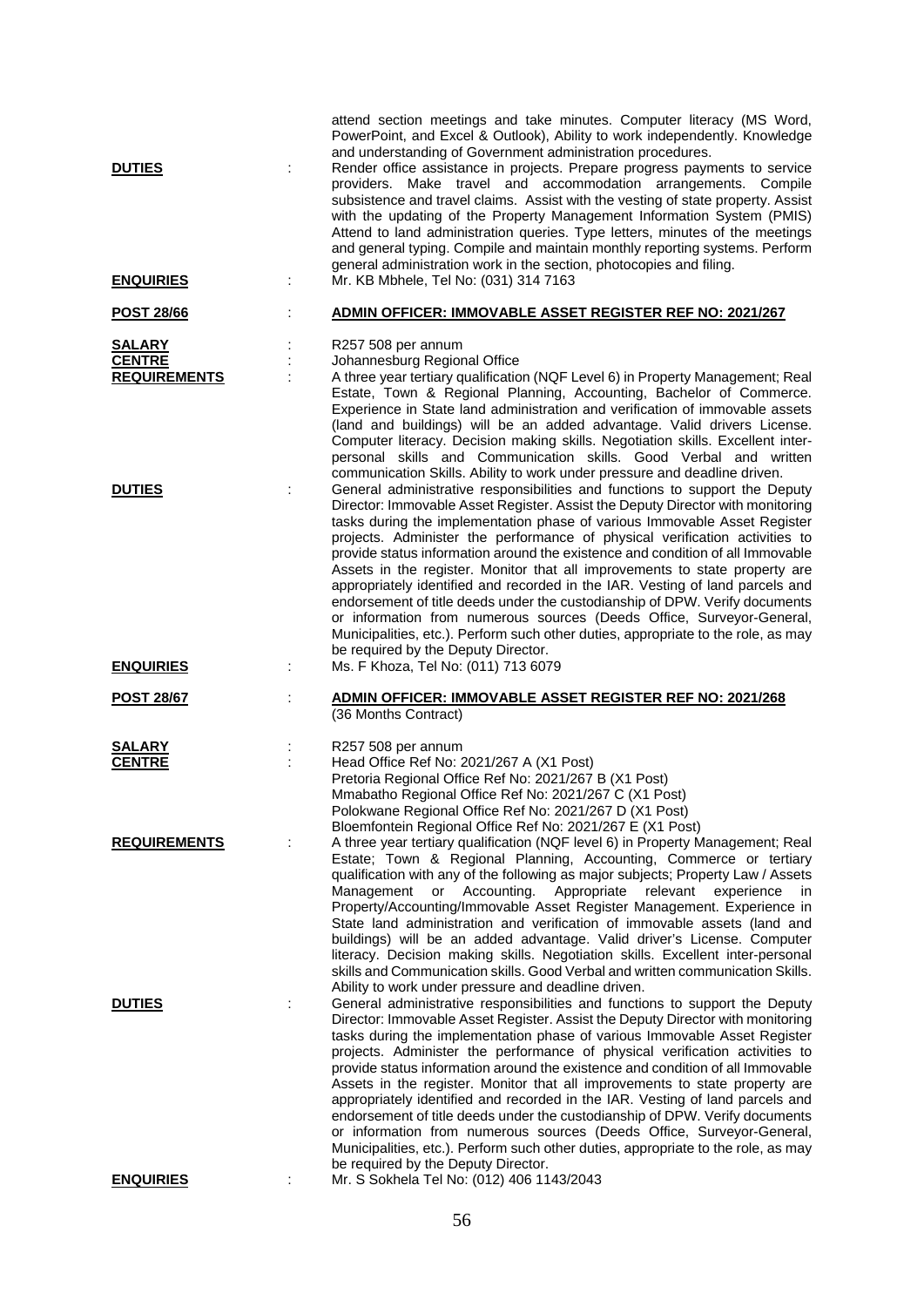attend section meetings and take minutes. Computer literacy (MS Word, PowerPoint, and Excel & Outlook), Ability to work independently. Knowledge and understanding of Government administration procedures.

**DUTIES** : Render office assistance in projects. Prepare progress payments to service providers. Make travel and accommodation arrangements. Compile subsistence and travel claims. Assist with the vesting of state property. Assist with the updating of the Property Management Information System (PMIS) Attend to land administration queries. Type letters, minutes of the meetings and general typing. Compile and maintain monthly reporting systems. Perform general administration work in the section, photocopies and filing.

**ENQUIRIES** : Mr. KB Mbhele, Tel No: (031) 314 7163

## POST 28/66 : ADMIN OFFICER: IMMOVABLE ASSET REGISTER REF NO: 2021/267

**SALARY** : R257 508 per annum

**CENTRE** : Johannesburg Regional Office

**REQUIREMENTS** : A three year tertiary qualification (NQF Level 6) in Property Management; Real Estate, Town & Regional Planning, Accounting, Bachelor of Commerce. Experience in State land administration and verification of immovable assets (land and buildings) will be an added advantage. Valid drivers License. Computer literacy. Decision making skills. Negotiation skills. Excellent inter-personal skills and Communication skills. Good Verbal and written communication Skills. Ability to work under pressure and deadline driven.

**DUTIES** : General administrative responsibilities and functions to support the Deputy Director: Immovable Asset Register. Assist the Deputy Director with monitoring tasks during the implementation phase of various Immovable Asset Register projects. Administer the performance of physical verification activities to provide status information around the existence and condition of all Immovable Assets in the register. Monitor that all improvements to state property are appropriately identified and recorded in the IAR. Vesting of land parcels and endorsement of title deeds under the custodianship of DPW. Verify documents or information from numerous sources (Deeds Office, Surveyor-General, Municipalities, etc.). Perform such other duties, appropriate to the role, as may be required by the Deputy Director.

**ENQUIRIES** : Ms. F Khoza, Tel No: (011) 713 6079

## POST 28/67 : ADMIN OFFICER: IMMOVABLE ASSET REGISTER REF NO: 2021/268

(36 Months Contract)

**SALARY** : R257 508 per annum

**CENTRE** : Head Office Ref No: 2021/267 A (X1 Post)
Pretoria Regional Office Ref No: 2021/267 B (X1 Post)
Mmabatho Regional Office Ref No: 2021/267 C (X1 Post)
Polokwane Regional Office Ref No: 2021/267 D (X1 Post)
Bloemfontein Regional Office Ref No: 2021/267 E (X1 Post)

**REQUIREMENTS** : A three year tertiary qualification (NQF level 6) in Property Management; Real Estate; Town & Regional Planning, Accounting, Commerce or tertiary qualification with any of the following as major subjects; Property Law / Assets Management or Accounting. Appropriate relevant experience in Property/Accounting/Immovable Asset Register Management. Experience in State land administration and verification of immovable assets (land and buildings) will be an added advantage. Valid driver's License. Computer literacy. Decision making skills. Negotiation skills. Excellent inter-personal skills and Communication skills. Good Verbal and written communication Skills. Ability to work under pressure and deadline driven.

**DUTIES** : General administrative responsibilities and functions to support the Deputy Director: Immovable Asset Register. Assist the Deputy Director with monitoring tasks during the implementation phase of various Immovable Asset Register projects. Administer the performance of physical verification activities to provide status information around the existence and condition of all Immovable Assets in the register. Monitor that all improvements to state property are appropriately identified and recorded in the IAR. Vesting of land parcels and endorsement of title deeds under the custodianship of DPW. Verify documents or information from numerous sources (Deeds Office, Surveyor-General, Municipalities, etc.). Perform such other duties, appropriate to the role, as may be required by the Deputy Director.

**ENQUIRIES** : Mr. S Sokhela Tel No: (012) 406 1143/2043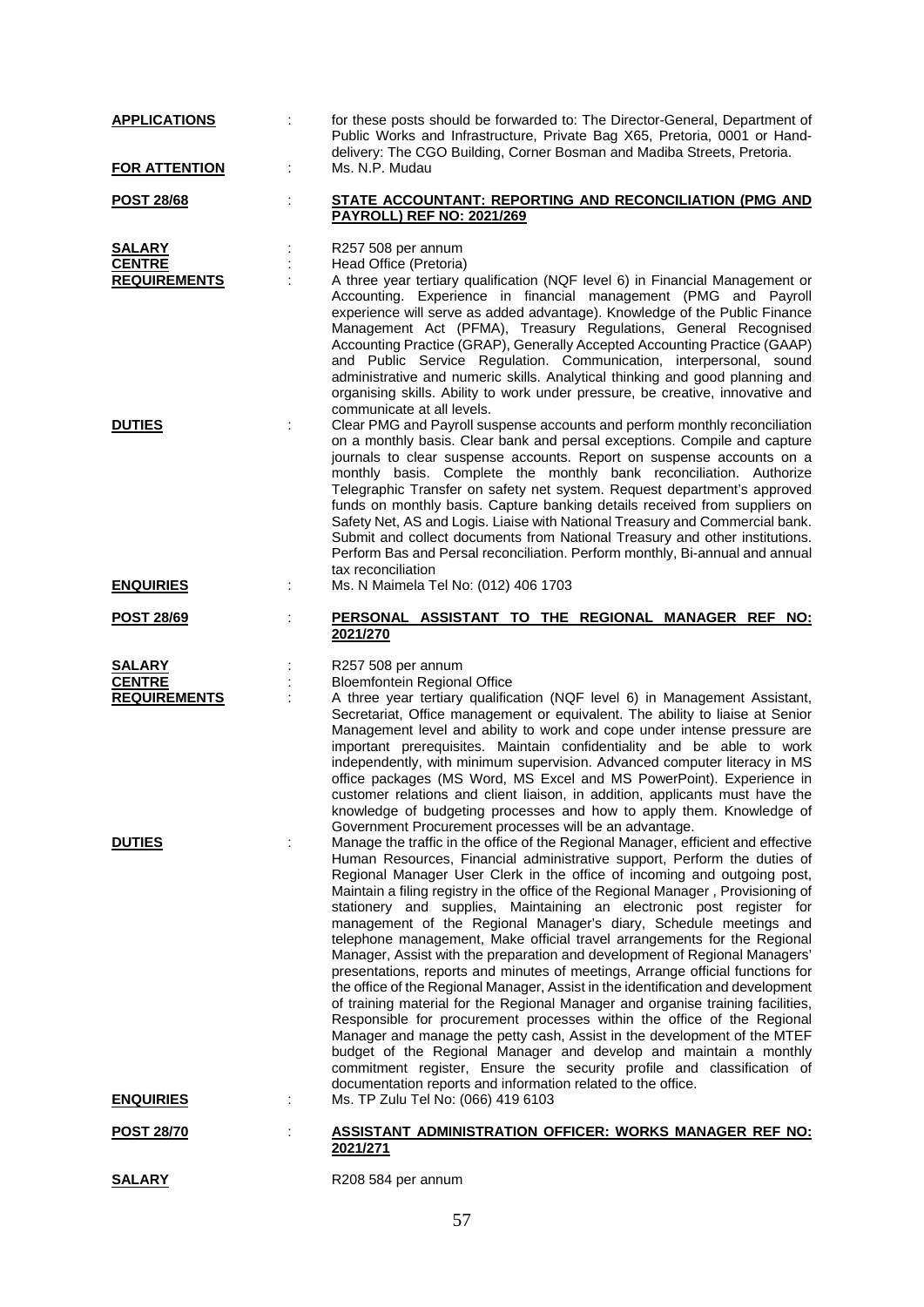**APPLICATIONS** : for these posts should be forwarded to: The Director-General, Department of Public Works and Infrastructure, Private Bag X65, Pretoria, 0001 or Hand-delivery: The CGO Building, Corner Bosman and Madiba Streets, Pretoria.

**FOR ATTENTION** : Ms. N.P. Mudau

**POST 28/68** : **STATE ACCOUNTANT: REPORTING AND RECONCILIATION (PMG AND PAYROLL) REF NO: 2021/269**

**SALARY** : R257 508 per annum

**CENTRE** : Head Office (Pretoria)

**REQUIREMENTS** : A three year tertiary qualification (NQF level 6) in Financial Management or Accounting. Experience in financial management (PMG and Payroll experience will serve as added advantage). Knowledge of the Public Finance Management Act (PFMA), Treasury Regulations, General Recognised Accounting Practice (GRAP), Generally Accepted Accounting Practice (GAAP) and Public Service Regulation. Communication, interpersonal, sound administrative and numeric skills. Analytical thinking and good planning and organising skills. Ability to work under pressure, be creative, innovative and communicate at all levels.

**DUTIES** : Clear PMG and Payroll suspense accounts and perform monthly reconciliation on a monthly basis. Clear bank and persal exceptions. Compile and capture journals to clear suspense accounts. Report on suspense accounts on a monthly basis. Complete the monthly bank reconciliation. Authorize Telegraphic Transfer on safety net system. Request department's approved funds on monthly basis. Capture banking details received from suppliers on Safety Net, AS and Logis. Liaise with National Treasury and Commercial bank. Submit and collect documents from National Treasury and other institutions. Perform Bas and Persal reconciliation. Perform monthly, Bi-annual and annual tax reconciliation

**ENQUIRIES** : Ms. N Maimela Tel No: (012) 406 1703

**POST 28/69** : **PERSONAL ASSISTANT TO THE REGIONAL MANAGER REF NO: 2021/270**

**SALARY** : R257 508 per annum

**CENTRE** : Bloemfontein Regional Office

**REQUIREMENTS** : A three year tertiary qualification (NQF level 6) in Management Assistant, Secretariat, Office management or equivalent. The ability to liaise at Senior Management level and ability to work and cope under intense pressure are important prerequisites. Maintain confidentiality and be able to work independently, with minimum supervision. Advanced computer literacy in MS office packages (MS Word, MS Excel and MS PowerPoint). Experience in customer relations and client liaison, in addition, applicants must have the knowledge of budgeting processes and how to apply them. Knowledge of Government Procurement processes will be an advantage.

**DUTIES** : Manage the traffic in the office of the Regional Manager, efficient and effective Human Resources, Financial administrative support, Perform the duties of Regional Manager User Clerk in the office of incoming and outgoing post, Maintain a filing registry in the office of the Regional Manager , Provisioning of stationery and supplies, Maintaining an electronic post register for management of the Regional Manager's diary, Schedule meetings and telephone management, Make official travel arrangements for the Regional Manager, Assist with the preparation and development of Regional Managers' presentations, reports and minutes of meetings, Arrange official functions for the office of the Regional Manager, Assist in the identification and development of training material for the Regional Manager and organise training facilities, Responsible for procurement processes within the office of the Regional Manager and manage the petty cash, Assist in the development of the MTEF budget of the Regional Manager and develop and maintain a monthly commitment register, Ensure the security profile and classification of documentation reports and information related to the office.

**ENQUIRIES** : Ms. TP Zulu Tel No: (066) 419 6103

**POST 28/70** : **ASSISTANT ADMINISTRATION OFFICER: WORKS MANAGER REF NO: 2021/271**

**SALARY** R208 584 per annum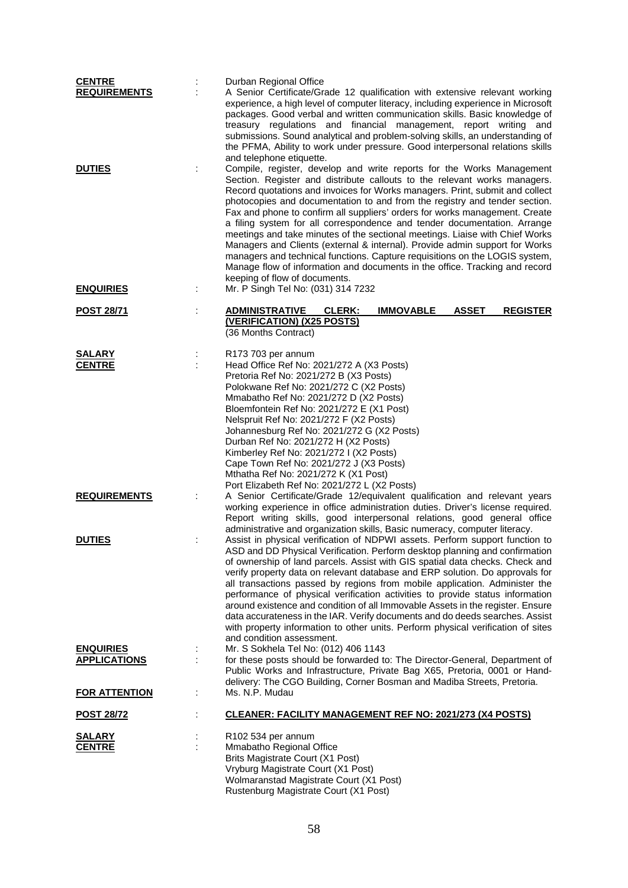**CENTRE** : Durban Regional Office

**REQUIREMENTS** : A Senior Certificate/Grade 12 qualification with extensive relevant working experience, a high level of computer literacy, including experience in Microsoft packages. Good verbal and written communication skills. Basic knowledge of treasury regulations and financial management, report writing and submissions. Sound analytical and problem-solving skills, an understanding of the PFMA, Ability to work under pressure. Good interpersonal relations skills and telephone etiquette.

**DUTIES** : Compile, register, develop and write reports for the Works Management Section. Register and distribute callouts to the relevant works managers. Record quotations and invoices for Works managers. Print, submit and collect photocopies and documentation to and from the registry and tender section. Fax and phone to confirm all suppliers' orders for works management. Create a filing system for all correspondence and tender documentation. Arrange meetings and take minutes of the sectional meetings. Liaise with Chief Works Managers and Clients (external & internal). Provide admin support for Works managers and technical functions. Capture requisitions on the LOGIS system, Manage flow of information and documents in the office. Tracking and record keeping of flow of documents.

**ENQUIRIES** : Mr. P Singh Tel No: (031) 314 7232

**POST 28/71** : **ADMINISTRATIVE CLERK: IMMOVABLE ASSET REGISTER (VERIFICATION) (X25 POSTS)**
(36 Months Contract)

**SALARY** : R173 703 per annum

**CENTRE** : Head Office Ref No: 2021/272 A (X3 Posts)
Pretoria Ref No: 2021/272 B (X3 Posts)
Polokwane Ref No: 2021/272 C (X2 Posts)
Mmabatho Ref No: 2021/272 D (X2 Posts)
Bloemfontein Ref No: 2021/272 E (X1 Post)
Nelspruit Ref No: 2021/272 F (X2 Posts)
Johannesburg Ref No: 2021/272 G (X2 Posts)
Durban Ref No: 2021/272 H (X2 Posts)
Kimberley Ref No: 2021/272 I (X2 Posts)
Cape Town Ref No: 2021/272 J (X3 Posts)
Mthatha Ref No: 2021/272 K (X1 Post)
Port Elizabeth Ref No: 2021/272 L (X2 Posts)

**REQUIREMENTS** : A Senior Certificate/Grade 12/equivalent qualification and relevant years working experience in office administration duties. Driver's license required. Report writing skills, good interpersonal relations, good general office administrative and organization skills, Basic numeracy, computer literacy.

**DUTIES** : Assist in physical verification of NDPWI assets. Perform support function to ASD and DD Physical Verification. Perform desktop planning and confirmation of ownership of land parcels. Assist with GIS spatial data checks. Check and verify property data on relevant database and ERP solution. Do approvals for all transactions passed by regions from mobile application. Administer the performance of physical verification activities to provide status information around existence and condition of all Immovable Assets in the register. Ensure data accurateness in the IAR. Verify documents and do deeds searches. Assist with property information to other units. Perform physical verification of sites and condition assessment.

**ENQUIRIES** : Mr. S Sokhela Tel No: (012) 406 1143

**APPLICATIONS** : for these posts should be forwarded to: The Director-General, Department of Public Works and Infrastructure, Private Bag X65, Pretoria, 0001 or Hand-delivery: The CGO Building, Corner Bosman and Madiba Streets, Pretoria.

**FOR ATTENTION** : Ms. N.P. Mudau

**POST 28/72** : **CLEANER: FACILITY MANAGEMENT REF NO: 2021/273 (X4 POSTS)**

**SALARY** : R102 534 per annum

**CENTRE** : Mmabatho Regional Office
Brits Magistrate Court (X1 Post)
Vryburg Magistrate Court (X1 Post)
Wolmaranstad Magistrate Court (X1 Post)
Rustenburg Magistrate Court (X1 Post)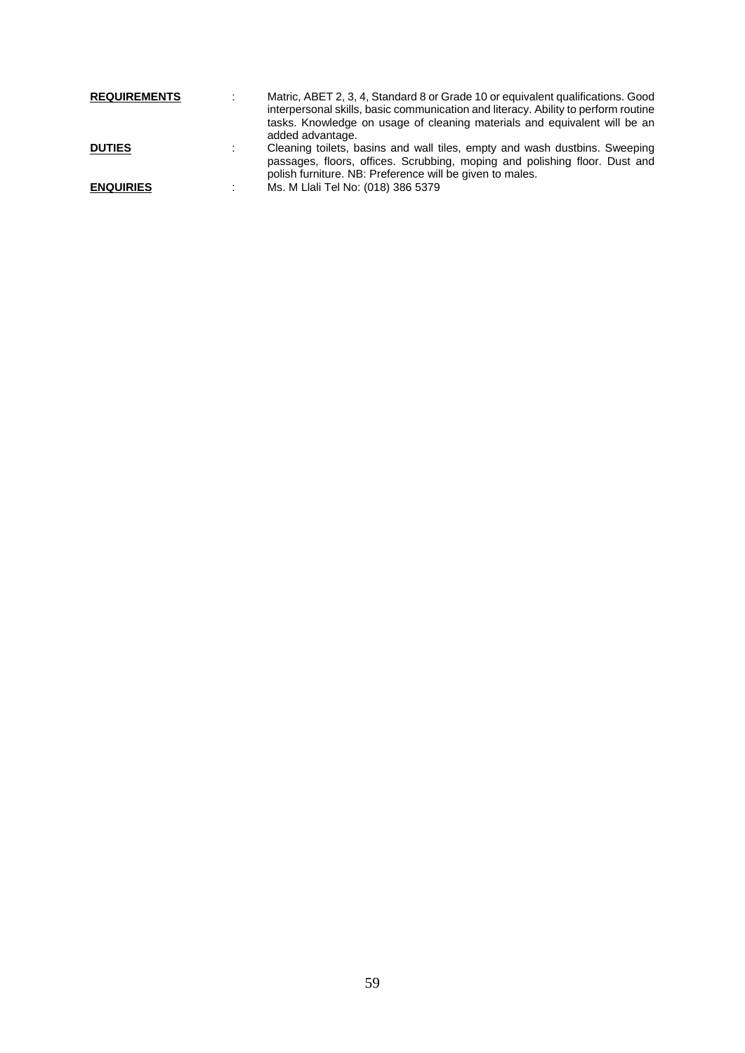**REQUIREMENTS** : Matric, ABET 2, 3, 4, Standard 8 or Grade 10 or equivalent qualifications. Good interpersonal skills, basic communication and literacy. Ability to perform routine tasks. Knowledge on usage of cleaning materials and equivalent will be an added advantage.

**DUTIES** : Cleaning toilets, basins and wall tiles, empty and wash dustbins. Sweeping passages, floors, offices. Scrubbing, moping and polishing floor. Dust and polish furniture. NB: Preference will be given to males.

**ENQUIRIES** : Ms. M Llali Tel No: (018) 386 5379